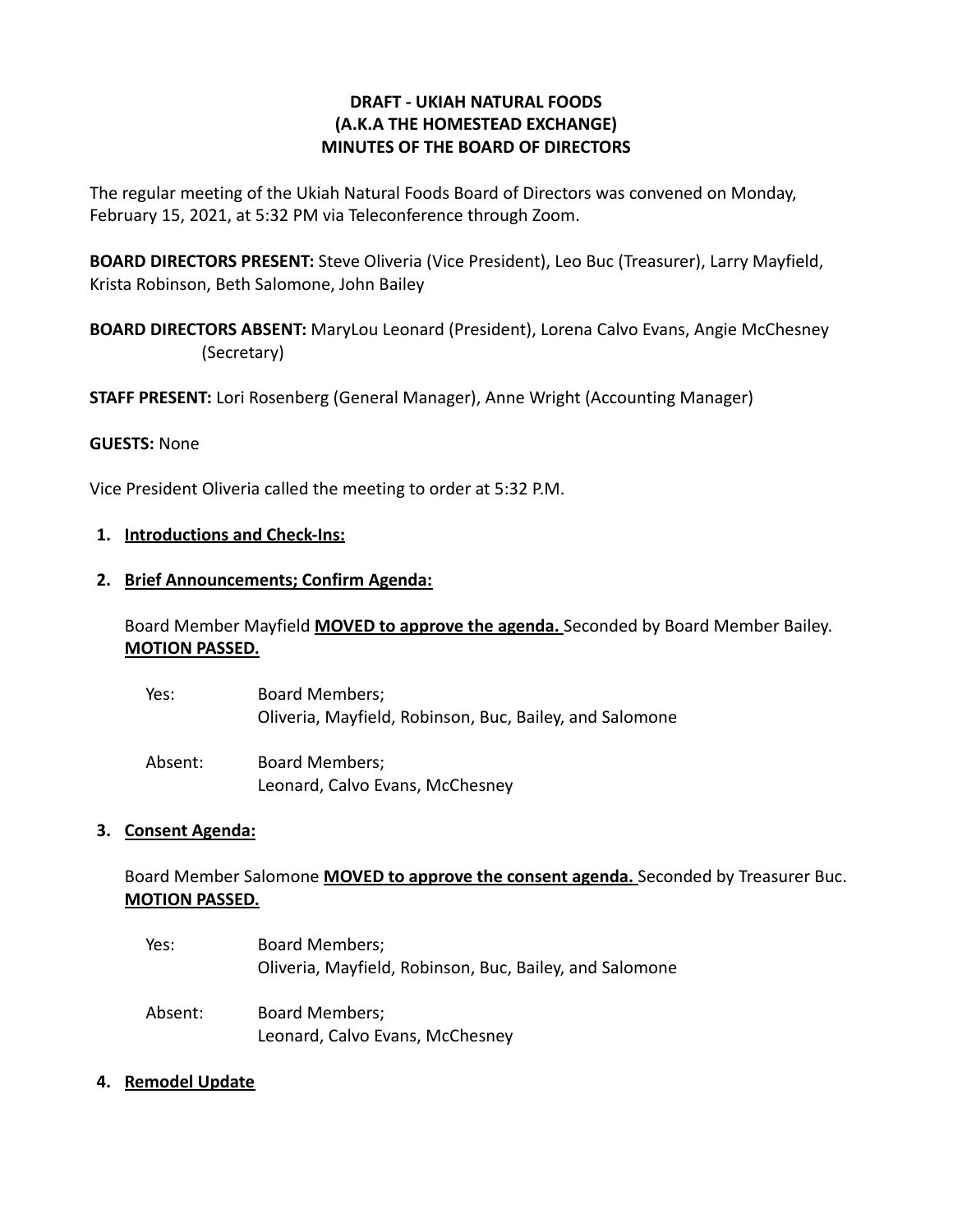# DRAFT - UKIAH NATURAL FOODS
# (A.K.A THE HOMESTEAD EXCHANGE)
# MINUTES OF THE BOARD OF DIRECTORS

The regular meeting of the Ukiah Natural Foods Board of Directors was convened on Monday, February 15, 2021, at 5:32 PM via Teleconference through Zoom.

**BOARD DIRECTORS PRESENT:** Steve Oliveria (Vice President), Leo Buc (Treasurer), Larry Mayfield, Krista Robinson, Beth Salomone, John Bailey

**BOARD DIRECTORS ABSENT:** MaryLou Leonard (President), Lorena Calvo Evans, Angie McChesney (Secretary)

**STAFF PRESENT:** Lori Rosenberg (General Manager), Anne Wright (Accounting Manager)

**GUESTS:** None

Vice President Oliveria called the meeting to order at 5:32 P.M.

1. **Introductions and Check-Ins:**

2. **Brief Announcements; Confirm Agenda:**

   Board Member Mayfield **MOVED to approve the agenda.** Seconded by Board Member Bailey. **MOTION PASSED.**

   Yes: Board Members;
   Oliveria, Mayfield, Robinson, Buc, Bailey, and Salomone

   Absent: Board Members;
   Leonard, Calvo Evans, McChesney

3. **Consent Agenda:**

   Board Member Salomone **MOVED to approve the consent agenda.** Seconded by Treasurer Buc. **MOTION PASSED.**

   Yes: Board Members;
   Oliveria, Mayfield, Robinson, Buc, Bailey, and Salomone

   Absent: Board Members;
   Leonard, Calvo Evans, McChesney

4. **Remodel Update**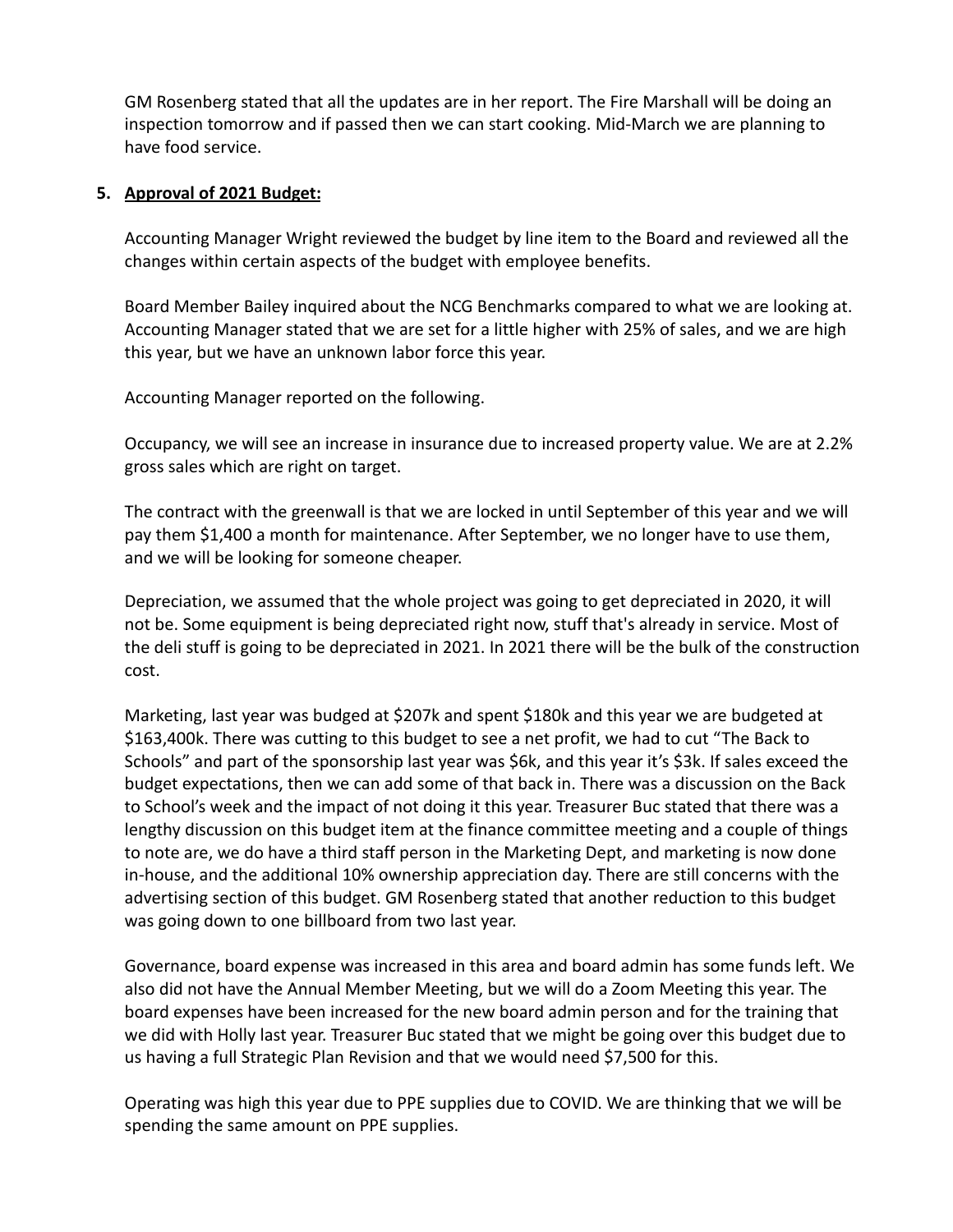GM Rosenberg stated that all the updates are in her report. The Fire Marshall will be doing an inspection tomorrow and if passed then we can start cooking. Mid-March we are planning to have food service.

5. **Approval of 2021 Budget:**

   Accounting Manager Wright reviewed the budget by line item to the Board and reviewed all the changes within certain aspects of the budget with employee benefits.

   Board Member Bailey inquired about the NCG Benchmarks compared to what we are looking at. Accounting Manager stated that we are set for a little higher with 25% of sales, and we are high this year, but we have an unknown labor force this year.

   Accounting Manager reported on the following.

   Occupancy, we will see an increase in insurance due to increased property value. We are at 2.2% gross sales which are right on target.

   The contract with the greenwall is that we are locked in until September of this year and we will pay them $1,400 a month for maintenance. After September, we no longer have to use them, and we will be looking for someone cheaper.

   Depreciation, we assumed that the whole project was going to get depreciated in 2020, it will not be. Some equipment is being depreciated right now, stuff that's already in service. Most of the deli stuff is going to be depreciated in 2021. In 2021 there will be the bulk of the construction cost.

   Marketing, last year was budged at $207k and spent $180k and this year we are budgeted at $163,400k. There was cutting to this budget to see a net profit, we had to cut "The Back to Schools" and part of the sponsorship last year was $6k, and this year it's $3k. If sales exceed the budget expectations, then we can add some of that back in. There was a discussion on the Back to School's week and the impact of not doing it this year. Treasurer Buc stated that there was a lengthy discussion on this budget item at the finance committee meeting and a couple of things to note are, we do have a third staff person in the Marketing Dept, and marketing is now done in-house, and the additional 10% ownership appreciation day. There are still concerns with the advertising section of this budget. GM Rosenberg stated that another reduction to this budget was going down to one billboard from two last year.

   Governance, board expense was increased in this area and board admin has some funds left. We also did not have the Annual Member Meeting, but we will do a Zoom Meeting this year. The board expenses have been increased for the new board admin person and for the training that we did with Holly last year. Treasurer Buc stated that we might be going over this budget due to us having a full Strategic Plan Revision and that we would need $7,500 for this.

   Operating was high this year due to PPE supplies due to COVID. We are thinking that we will be spending the same amount on PPE supplies.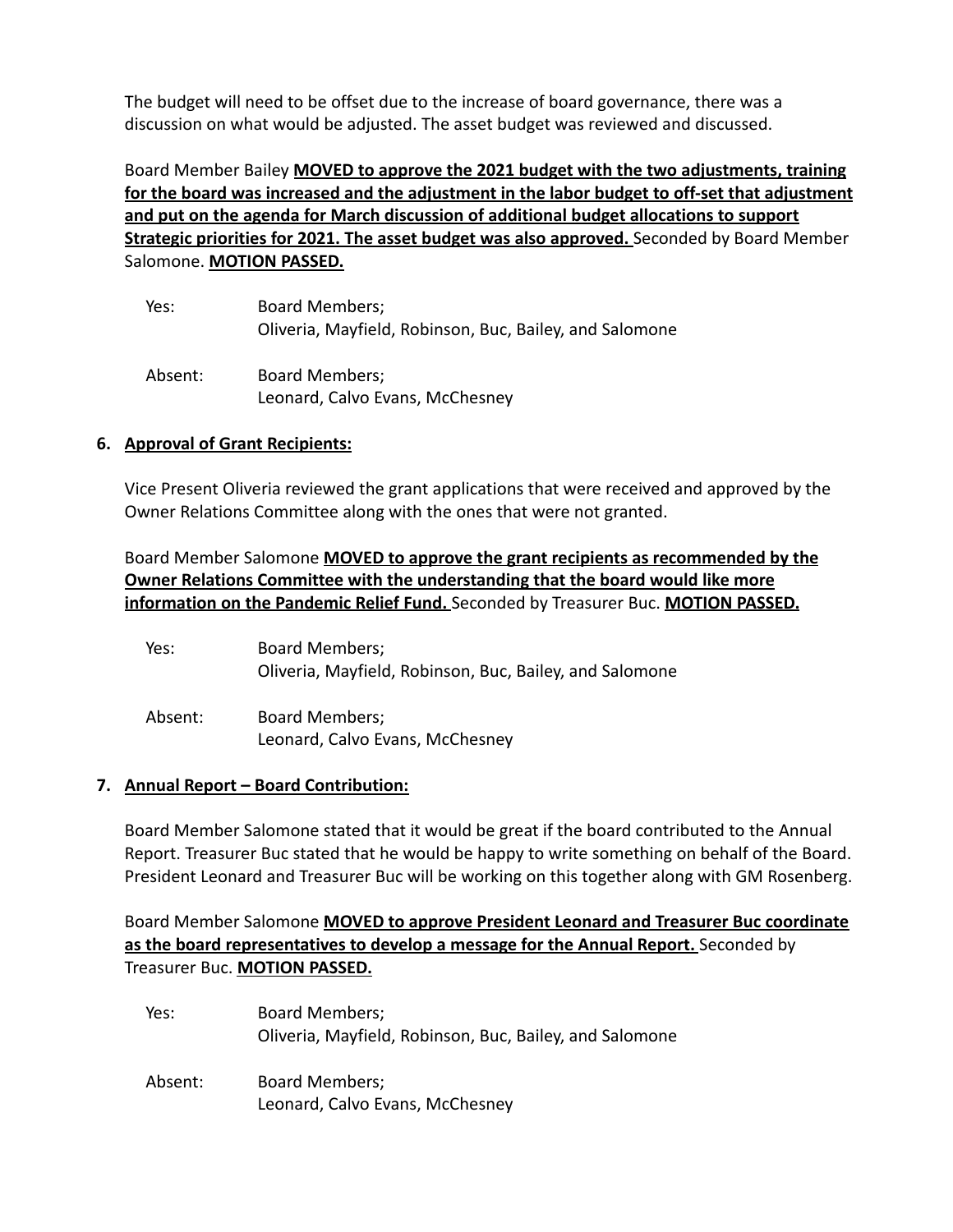The budget will need to be offset due to the increase of board governance, there was a discussion on what would be adjusted. The asset budget was reviewed and discussed.

Board Member Bailey **MOVED to approve the 2021 budget with the two adjustments, training for the board was increased and the adjustment in the labor budget to off-set that adjustment and put on the agenda for March discussion of additional budget allocations to support Strategic priorities for 2021. The asset budget was also approved.** Seconded by Board Member Salomone. **MOTION PASSED.**

Yes: Board Members;
Oliveria, Mayfield, Robinson, Buc, Bailey, and Salomone

Absent: Board Members;
Leonard, Calvo Evans, McChesney

**6. Approval of Grant Recipients:**

Vice Present Oliveria reviewed the grant applications that were received and approved by the Owner Relations Committee along with the ones that were not granted.

Board Member Salomone **MOVED to approve the grant recipients as recommended by the Owner Relations Committee with the understanding that the board would like more information on the Pandemic Relief Fund.** Seconded by Treasurer Buc. **MOTION PASSED.**

Yes: Board Members;
Oliveria, Mayfield, Robinson, Buc, Bailey, and Salomone

Absent: Board Members;
Leonard, Calvo Evans, McChesney

**7. Annual Report – Board Contribution:**

Board Member Salomone stated that it would be great if the board contributed to the Annual Report. Treasurer Buc stated that he would be happy to write something on behalf of the Board. President Leonard and Treasurer Buc will be working on this together along with GM Rosenberg.

Board Member Salomone **MOVED to approve President Leonard and Treasurer Buc coordinate as the board representatives to develop a message for the Annual Report.** Seconded by Treasurer Buc. **MOTION PASSED.**

Yes: Board Members;
Oliveria, Mayfield, Robinson, Buc, Bailey, and Salomone

Absent: Board Members;
Leonard, Calvo Evans, McChesney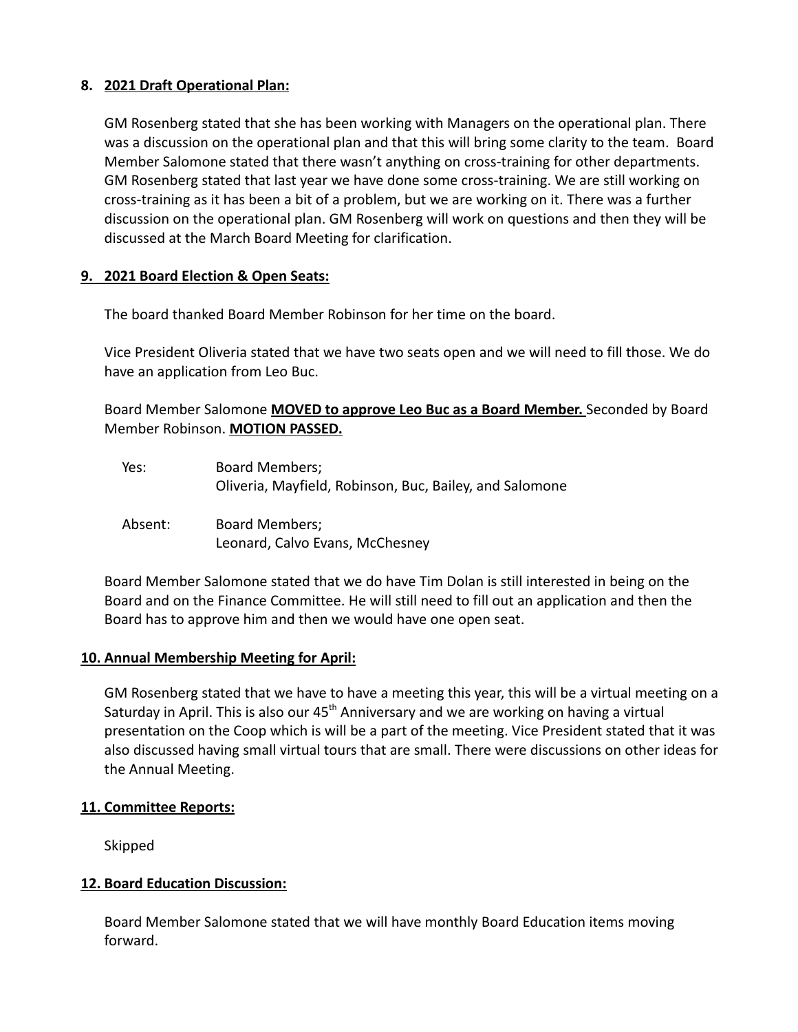## 8. 2021 Draft Operational Plan:

GM Rosenberg stated that she has been working with Managers on the operational plan. There was a discussion on the operational plan and that this will bring some clarity to the team. Board Member Salomone stated that there wasn't anything on cross-training for other departments. GM Rosenberg stated that last year we have done some cross-training. We are still working on cross-training as it has been a bit of a problem, but we are working on it. There was a further discussion on the operational plan. GM Rosenberg will work on questions and then they will be discussed at the March Board Meeting for clarification.

## 9. 2021 Board Election & Open Seats:

The board thanked Board Member Robinson for her time on the board.

Vice President Oliveria stated that we have two seats open and we will need to fill those. We do have an application from Leo Buc.

Board Member Salomone **MOVED to approve Leo Buc as a Board Member.** Seconded by Board Member Robinson. **MOTION PASSED.**

Yes: Board Members;
Oliveria, Mayfield, Robinson, Buc, Bailey, and Salomone

Absent: Board Members;
Leonard, Calvo Evans, McChesney

Board Member Salomone stated that we do have Tim Dolan is still interested in being on the Board and on the Finance Committee. He will still need to fill out an application and then the Board has to approve him and then we would have one open seat.

## 10. Annual Membership Meeting for April:

GM Rosenberg stated that we have to have a meeting this year, this will be a virtual meeting on a Saturday in April. This is also our 45th Anniversary and we are working on having a virtual presentation on the Coop which is will be a part of the meeting. Vice President stated that it was also discussed having small virtual tours that are small. There were discussions on other ideas for the Annual Meeting.

## 11. Committee Reports:

Skipped

## 12. Board Education Discussion:

Board Member Salomone stated that we will have monthly Board Education items moving forward.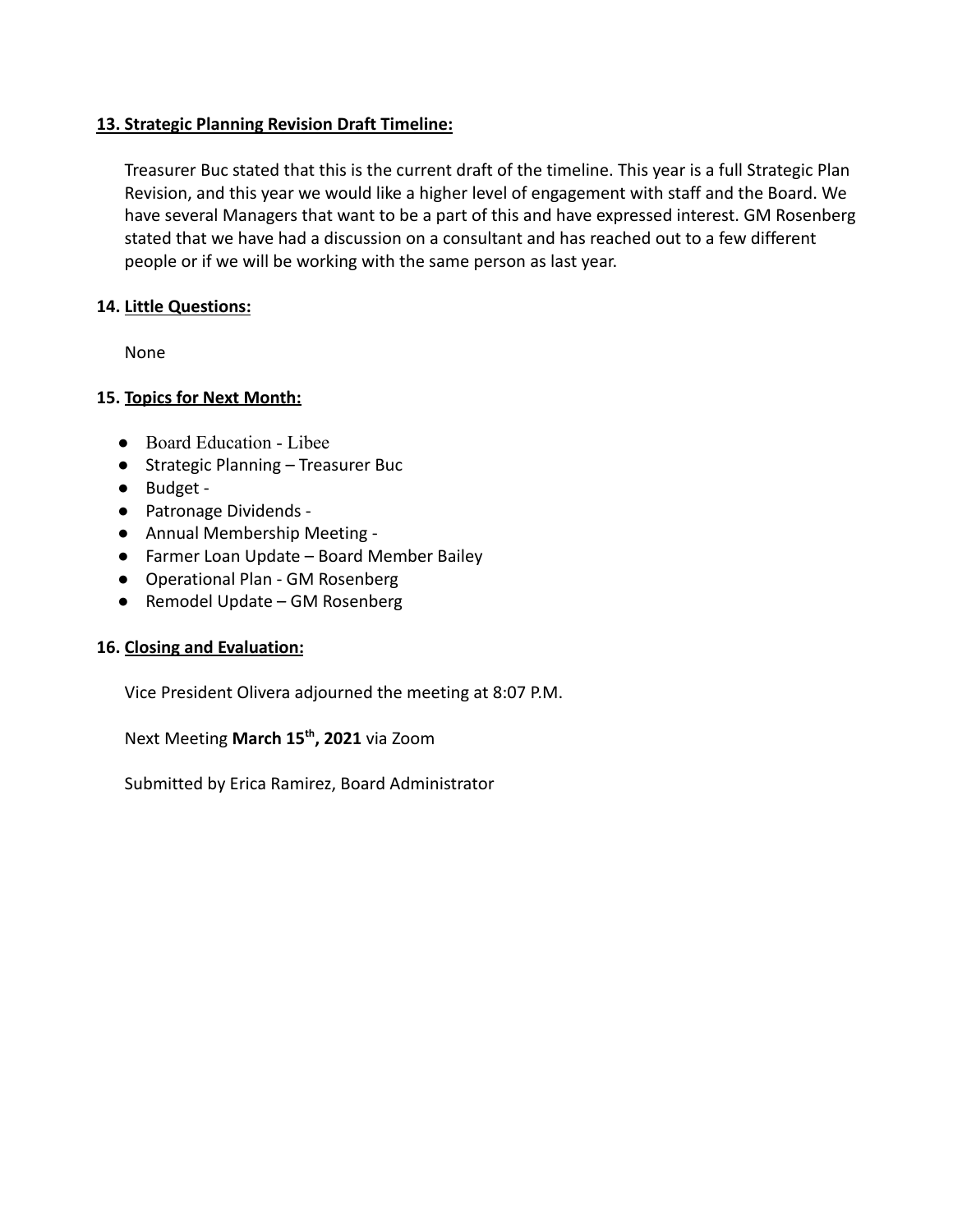**13. Strategic Planning Revision Draft Timeline:**

Treasurer Buc stated that this is the current draft of the timeline. This year is a full Strategic Plan Revision, and this year we would like a higher level of engagement with staff and the Board. We have several Managers that want to be a part of this and have expressed interest. GM Rosenberg stated that we have had a discussion on a consultant and has reached out to a few different people or if we will be working with the same person as last year.

**14. Little Questions:**

None

**15. Topics for Next Month:**

- Board Education - Libee
- Strategic Planning – Treasurer Buc
- Budget -
- Patronage Dividends -
- Annual Membership Meeting -
- Farmer Loan Update – Board Member Bailey
- Operational Plan - GM Rosenberg
- Remodel Update – GM Rosenberg

**16. Closing and Evaluation:**

Vice President Olivera adjourned the meeting at 8:07 P.M.

Next Meeting **March 15th, 2021** via Zoom

Submitted by Erica Ramirez, Board Administrator